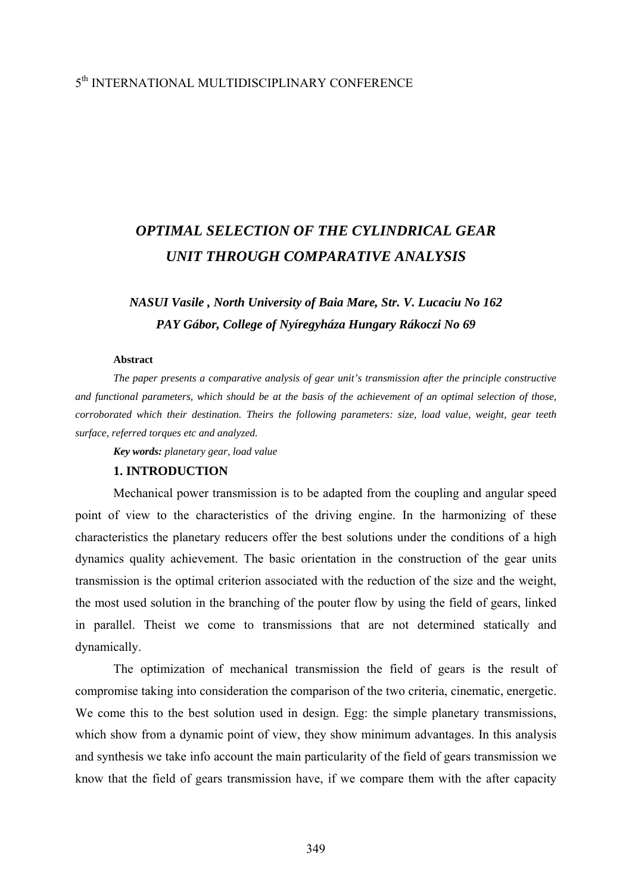# OPTIMAL SELECTION OF THE CYLINDRICAL GEAR UNIT THROUGH COMPARATIVE ANALYSIS

***NASUI Vasile , North University of Baia Mare, Str. V. Lucaciu No 162***
***PAY Gábor, College of Nyíregyháza Hungary Rákoczi No 69***

**Abstract**

*The paper presents a comparative analysis of gear unit's transmission after the principle constructive and functional parameters, which should be at the basis of the achievement of an optimal selection of those, corroborated which their destination. Theirs the following parameters: size, load value, weight, gear teeth surface, referred torques etc and analyzed.*

***Key words:*** *planetary gear, load value*

## 1. INTRODUCTION

Mechanical power transmission is to be adapted from the coupling and angular speed point of view to the characteristics of the driving engine. In the harmonizing of these characteristics the planetary reducers offer the best solutions under the conditions of a high dynamics quality achievement. The basic orientation in the construction of the gear units transmission is the optimal criterion associated with the reduction of the size and the weight, the most used solution in the branching of the pouter flow by using the field of gears, linked in parallel. Theist we come to transmissions that are not determined statically and dynamically.

The optimization of mechanical transmission the field of gears is the result of compromise taking into consideration the comparison of the two criteria, cinematic, energetic. We come this to the best solution used in design. Egg: the simple planetary transmissions, which show from a dynamic point of view, they show minimum advantages. In this analysis and synthesis we take info account the main particularity of the field of gears transmission we know that the field of gears transmission have, if we compare them with the after capacity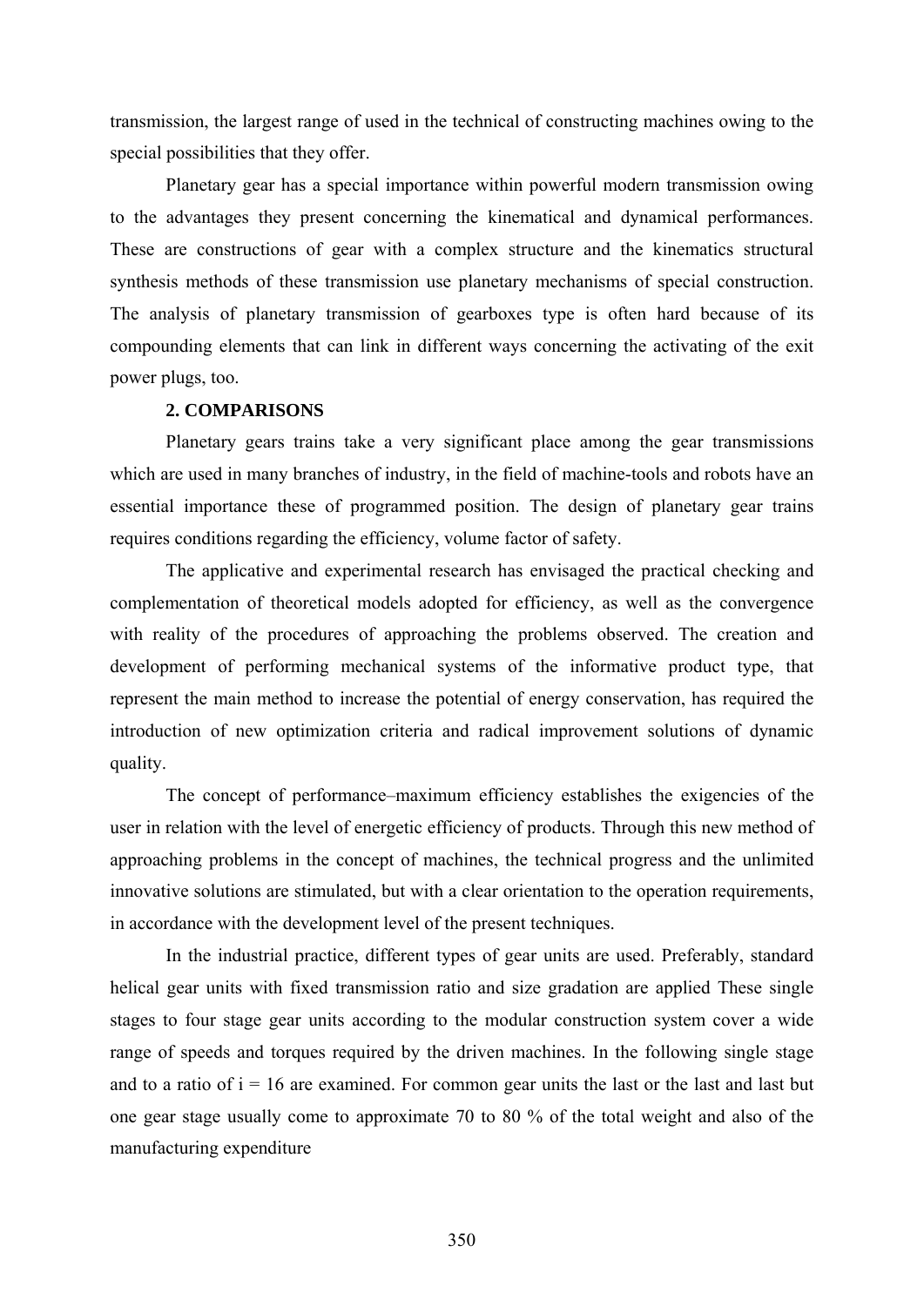transmission, the largest range of used in the technical of constructing machines owing to the special possibilities that they offer.

Planetary gear has a special importance within powerful modern transmission owing to the advantages they present concerning the kinematical and dynamical performances. These are constructions of gear with a complex structure and the kinematics structural synthesis methods of these transmission use planetary mechanisms of special construction. The analysis of planetary transmission of gearboxes type is often hard because of its compounding elements that can link in different ways concerning the activating of the exit power plugs, too.

## 2. COMPARISONS

Planetary gears trains take a very significant place among the gear transmissions which are used in many branches of industry, in the field of machine-tools and robots have an essential importance these of programmed position. The design of planetary gear trains requires conditions regarding the efficiency, volume factor of safety.

The applicative and experimental research has envisaged the practical checking and complementation of theoretical models adopted for efficiency, as well as the convergence with reality of the procedures of approaching the problems observed. The creation and development of performing mechanical systems of the informative product type, that represent the main method to increase the potential of energy conservation, has required the introduction of new optimization criteria and radical improvement solutions of dynamic quality.

The concept of performance–maximum efficiency establishes the exigencies of the user in relation with the level of energetic efficiency of products. Through this new method of approaching problems in the concept of machines, the technical progress and the unlimited innovative solutions are stimulated, but with a clear orientation to the operation requirements, in accordance with the development level of the present techniques.

In the industrial practice, different types of gear units are used. Preferably, standard helical gear units with fixed transmission ratio and size gradation are applied These single stages to four stage gear units according to the modular construction system cover a wide range of speeds and torques required by the driven machines. In the following single stage and to a ratio of $i = 16$ are examined. For common gear units the last or the last and last but one gear stage usually come to approximate 70 to 80 % of the total weight and also of the manufacturing expenditure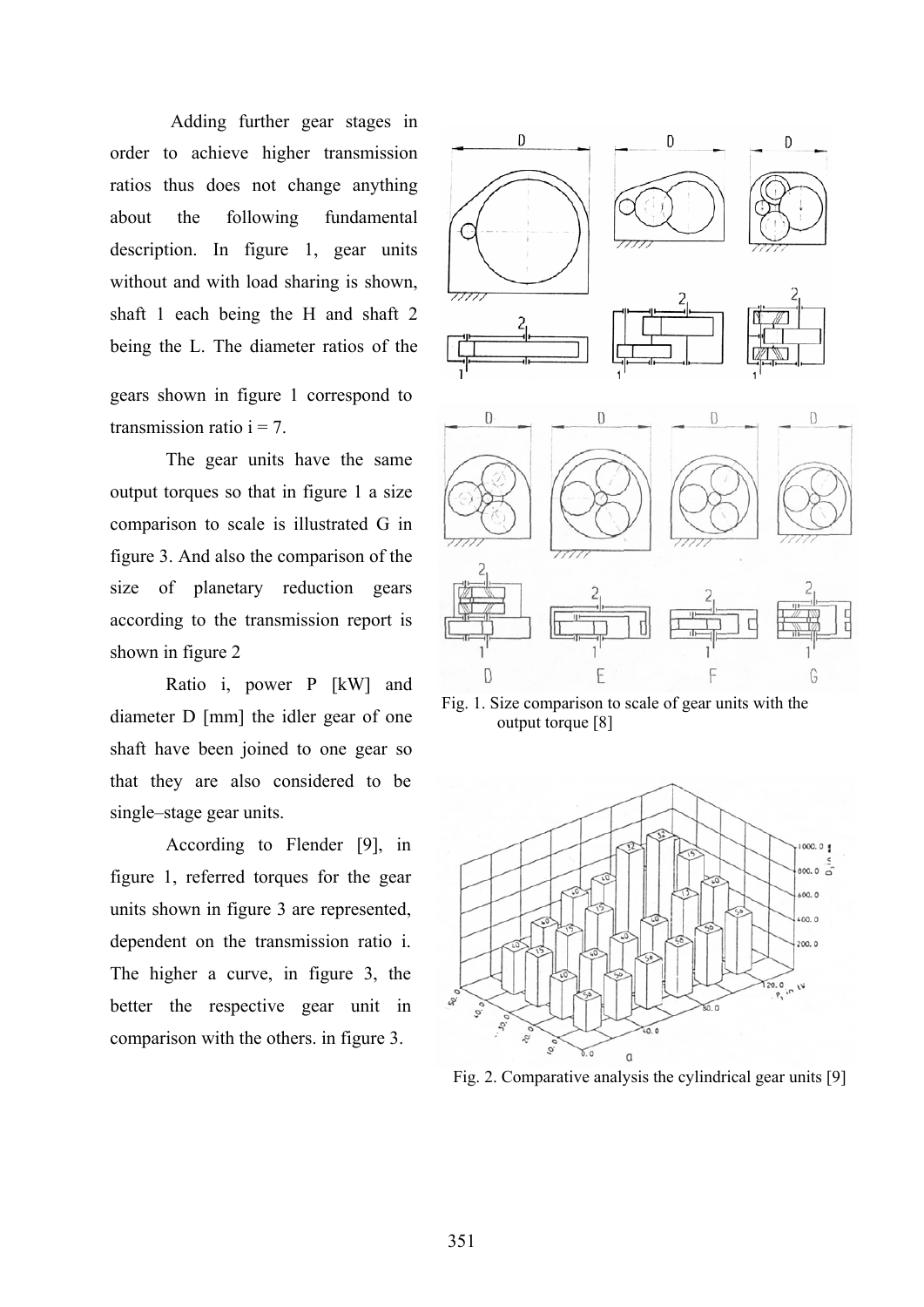Adding further gear stages in order to achieve higher transmission ratios thus does not change anything about the following fundamental description. In figure 1, gear units without and with load sharing is shown, shaft 1 each being the H and shaft 2 being the L. The diameter ratios of the gears shown in figure 1 correspond to transmission ratio i = 7.

The gear units have the same output torques so that in figure 1 a size comparison to scale is illustrated G in figure 3. And also the comparison of the size of planetary reduction gears according to the transmission report is shown in figure 2

Ratio i, power P [kW] and diameter D [mm] the idler gear of one shaft have been joined to one gear so that they are also considered to be single–stage gear units.

According to Flender [9], in figure 1, referred torques for the gear units shown in figure 3 are represented, dependent on the transmission ratio i. The higher a curve, in figure 3, the better the respective gear unit in comparison with the others. in figure 3.

Fig. 1. Size comparison to scale of gear units with the output torque [8]

Fig. 2. Comparative analysis the cylindrical gear units [9]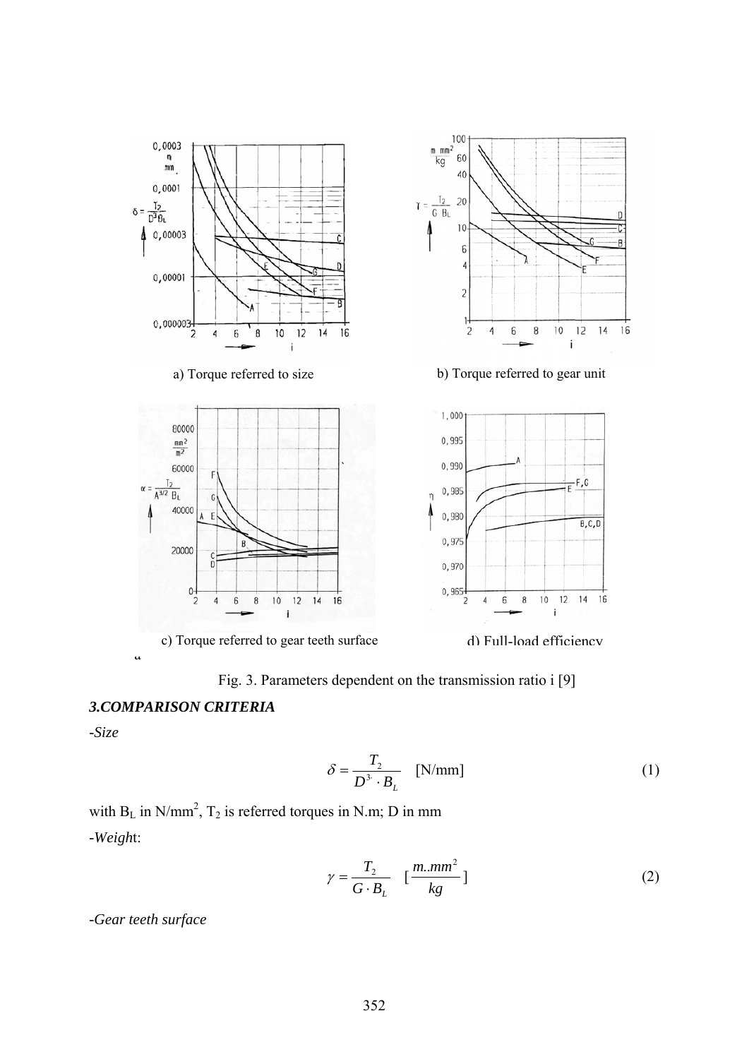a) Torque referred to size

b) Torque referred to gear unit

c) Torque referred to gear teeth surface

d) Full-load efficiency

Fig. 3. Parameters dependent on the transmission ratio i [9]

### *3.COMPARISON CRITERIA*

-*Size*

$$\delta = \frac{T_2}{D^3 \cdot B_L} \quad \text{[N/mm]} \tag{1}$$

with $B_L$ in N/mm$^2$, $T_2$ is referred torques in N.m; D in mm

-*Weigh*t:

$$\gamma = \frac{T_2}{G \cdot B_L} \quad \left[\frac{m..mm^2}{kg}\right] \tag{2}$$

-*Gear teeth surface*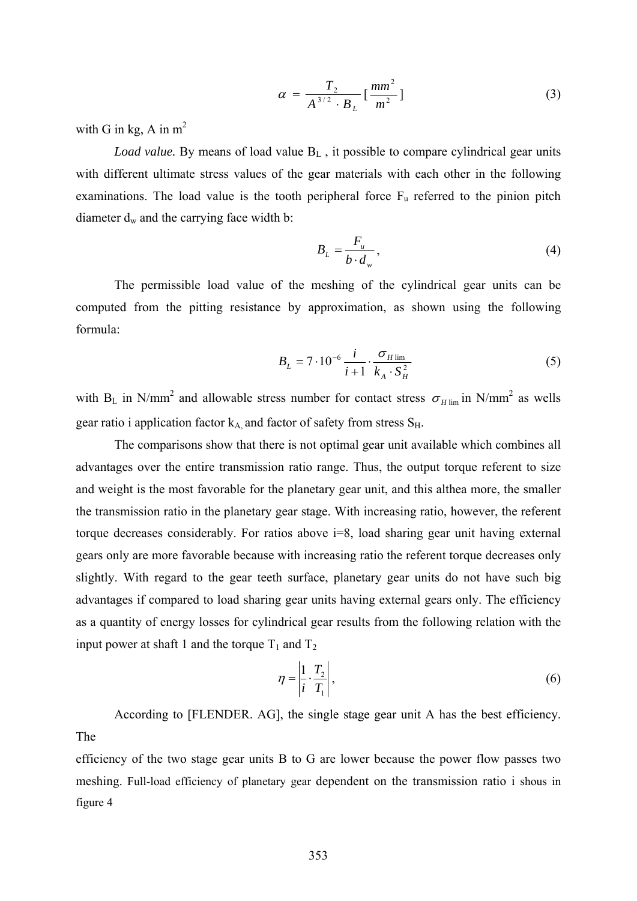$$\alpha = \frac{T_2}{A^{3/2} \cdot B_L} [\frac{mm^2}{m^2}] \tag{3}$$

with G in kg, A in $m^2$

*Load value.* By means of load value $B_L$ , it possible to compare cylindrical gear units with different ultimate stress values of the gear materials with each other in the following examinations. The load value is the tooth peripheral force $F_u$ referred to the pinion pitch diameter $d_w$ and the carrying face width b:

$$B_L = \frac{F_u}{b \cdot d_w}, \tag{4}$$

The permissible load value of the meshing of the cylindrical gear units can be computed from the pitting resistance by approximation, as shown using the following formula:

$$B_L = 7 \cdot 10^{-6} \frac{i}{i+1} \cdot \frac{\sigma_{H\lim}}{k_A \cdot S_H^2} \tag{5}$$

with $B_L$ in $N/mm^2$ and allowable stress number for contact stress $\sigma_{H\lim}$ in $N/mm^2$ as wells gear ratio i application factor $k_A$, and factor of safety from stress $S_H$.

The comparisons show that there is not optimal gear unit available which combines all advantages over the entire transmission ratio range. Thus, the output torque referent to size and weight is the most favorable for the planetary gear unit, and this althea more, the smaller the transmission ratio in the planetary gear stage. With increasing ratio, however, the referent torque decreases considerably. For ratios above i=8, load sharing gear unit having external gears only are more favorable because with increasing ratio the referent torque decreases only slightly. With regard to the gear teeth surface, planetary gear units do not have such big advantages if compared to load sharing gear units having external gears only. The efficiency as a quantity of energy losses for cylindrical gear results from the following relation with the input power at shaft 1 and the torque $T_1$ and $T_2$

$$\eta = \left| \frac{1}{i} \cdot \frac{T_2}{T_1} \right|, \tag{6}$$

According to [FLENDER. AG], the single stage gear unit A has the best efficiency. The efficiency of the two stage gear units B to G are lower because the power flow passes two meshing. Full-load efficiency of planetary gear dependent on the transmission ratio i shous in figure 4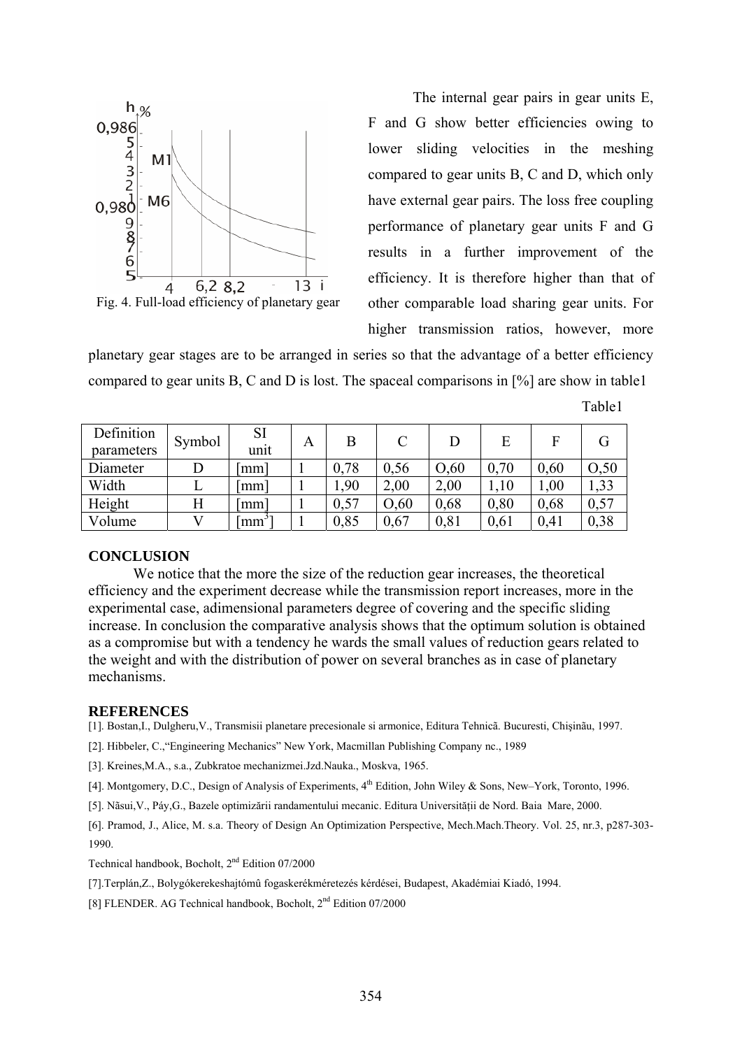h,%
0,986
5
4
3
2
1
0,980
9
8
7
6
5
M1
M6
4 6,2 8,2 13 i

Fig. 4. Full-load efficiency of planetary gear

The internal gear pairs in gear units E, F and G show better efficiencies owing to lower sliding velocities in the meshing compared to gear units B, C and D, which only have external gear pairs. The loss free coupling performance of planetary gear units F and G results in a further improvement of the efficiency. It is therefore higher than that of other comparable load sharing gear units. For higher transmission ratios, however, more planetary gear stages are to be arranged in series so that the advantage of a better efficiency compared to gear units B, C and D is lost. The spaceal comparisons in [%] are show in table1

Table1

| Definition parameters | Symbol | SI unit | A | B | C | D | E | F | G |
|---|---|---|---|---|---|---|---|---|---|
| Diameter | D | [mm] | 1 | 0,78 | 0,56 | O,60 | 0,70 | 0,60 | O,50 |
| Width | L | [mm] | 1 | 1,90 | 2,00 | 2,00 | 1,10 | 1,00 | 1,33 |
| Height | H | [mm] | 1 | 0,57 | O,60 | 0,68 | 0,80 | 0,68 | 0,57 |
| Volume | V | [$mm^3$] | 1 | 0,85 | 0,67 | 0,81 | 0,61 | 0,41 | 0,38 |

## CONCLUSION

We notice that the more the size of the reduction gear increases, the theoretical efficiency and the experiment decrease while the transmission report increases, more in the experimental case, adimensional parameters degree of covering and the specific sliding increase. In conclusion the comparative analysis shows that the optimum solution is obtained as a compromise but with a tendency he wards the small values of reduction gears related to the weight and with the distribution of power on several branches as in case of planetary mechanisms.

## REFERENCES

[1]. Bostan,I., Dulgheru,V., Transmisii planetare precesionale si armonice, Editura Tehnică. Bucuresti, Chişinău, 1997.

[2]. Hibbeler, C.,"Engineering Mechanics" New York, Macmillan Publishing Company nc., 1989

[3]. Kreines,M.A., s.a., Zubkratoe mechanizmei.Jzd.Nauka., Moskva, 1965.

[4]. Montgomery, D.C., Design of Analysis of Experiments, 4th Edition, John Wiley & Sons, New–York, Toronto, 1996.

[5]. Năsui,V., Páy,G., Bazele optimizării randamentului mecanic. Editura Universității de Nord. Baia Mare, 2000.

[6]. Pramod, J., Alice, M. s.a. Theory of Design An Optimization Perspective, Mech.Mach.Theory. Vol. 25, nr.3, p287-303-1990.

Technical handbook, Bocholt, 2nd Edition 07/2000

[7].Terplán,Z., Bolygókerekeshajtómû fogaskerékméretezés kérdései, Budapest, Akadémiai Kiadó, 1994.

[8] FLENDER. AG Technical handbook, Bocholt, 2nd Edition 07/2000